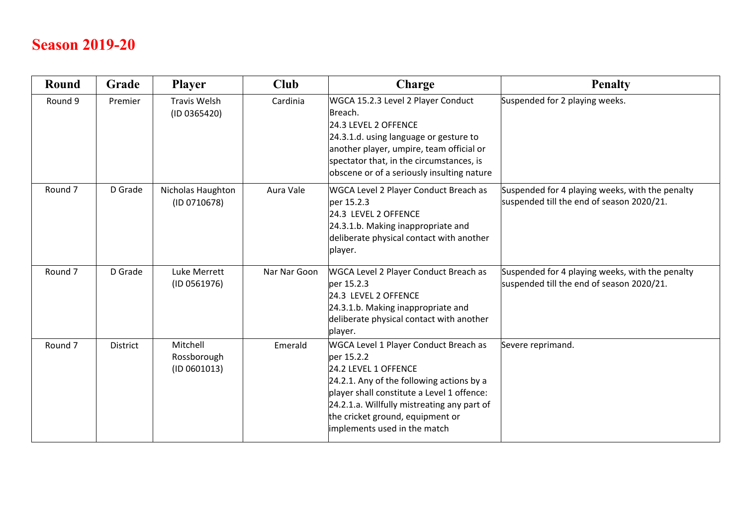# Season 2019-20

| Round | Grade | Player | Club | Charge | Penalty |
|---|---|---|---|---|---|
| Round 9 | Premier | Travis Welsh (ID 0365420) | Cardinia | WGCA 15.2.3 Level 2 Player Conduct Breach.<br>24.3 LEVEL 2 OFFENCE<br>24.3.1.d. using language or gesture to another player, umpire, team official or spectator that, in the circumstances, is obscene or of a seriously insulting nature | Suspended for 2 playing weeks. |
| Round 7 | D Grade | Nicholas Haughton (ID 0710678) | Aura Vale | WGCA Level 2 Player Conduct Breach as per 15.2.3<br>24.3 LEVEL 2 OFFENCE<br>24.3.1.b. Making inappropriate and deliberate physical contact with another player. | Suspended for 4 playing weeks, with the penalty suspended till the end of season 2020/21. |
| Round 7 | D Grade | Luke Merrett (ID 0561976) | Nar Nar Goon | WGCA Level 2 Player Conduct Breach as per 15.2.3<br>24.3 LEVEL 2 OFFENCE<br>24.3.1.b. Making inappropriate and deliberate physical contact with another player. | Suspended for 4 playing weeks, with the penalty suspended till the end of season 2020/21. |
| Round 7 | District | Mitchell Rossborough (ID 0601013) | Emerald | WGCA Level 1 Player Conduct Breach as per 15.2.2<br>24.2 LEVEL 1 OFFENCE<br>24.2.1. Any of the following actions by a player shall constitute a Level 1 offence:<br>24.2.1.a. Willfully mistreating any part of the cricket ground, equipment or implements used in the match | Severe reprimand. |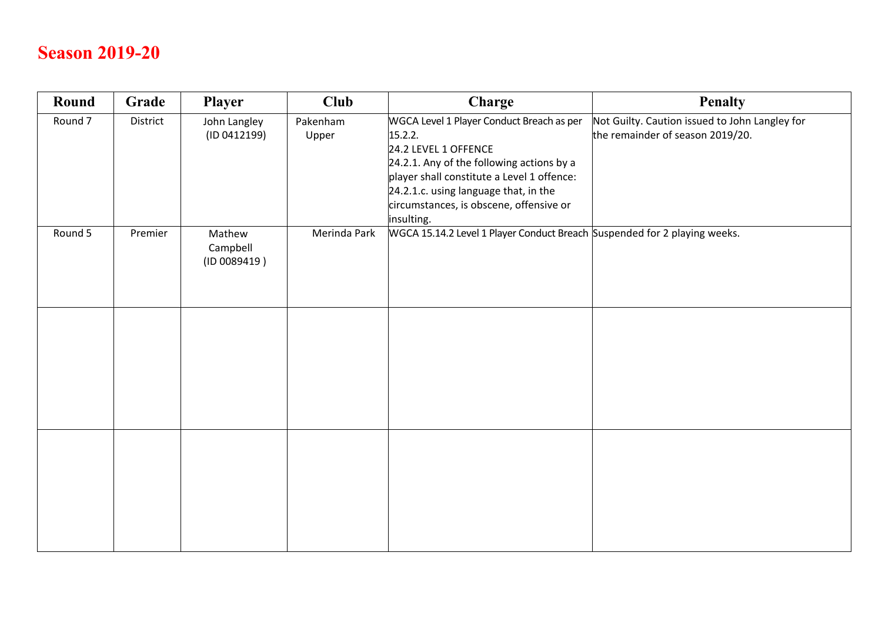# Season 2019-20

| Round | Grade | Player | Club | Charge | Penalty |
|---|---|---|---|---|---|
| Round 7 | District | John Langley (ID 0412199) | Pakenham Upper | WGCA Level 1 Player Conduct Breach as per 15.2.2. 24.2 LEVEL 1 OFFENCE 24.2.1. Any of the following actions by a player shall constitute a Level 1 offence: 24.2.1.c. using language that, in the circumstances, is obscene, offensive or insulting. | Not Guilty. Caution issued to John Langley for the remainder of season 2019/20. |
| Round 5 | Premier | Mathew Campbell (ID 0089419 ) | Merinda Park | WGCA 15.14.2 Level 1 Player Conduct Breach | Suspended for 2 playing weeks. |
| | | | | | |
| | | | | | |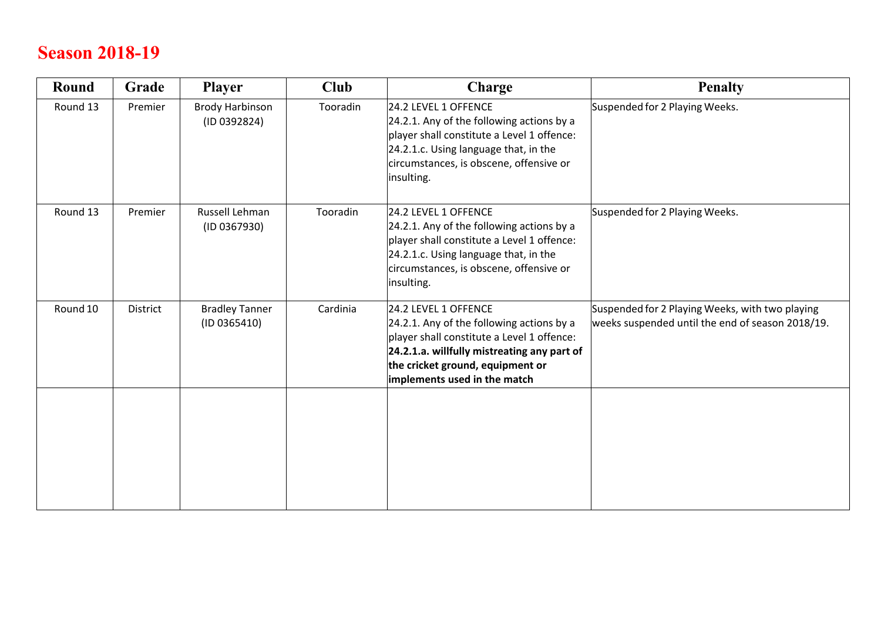# Season 2018-19

| Round | Grade | Player | Club | Charge | Penalty |
|---|---|---|---|---|---|
| Round 13 | Premier | Brody Harbinson (ID 0392824) | Tooradin | 24.2 LEVEL 1 OFFENCE<br>24.2.1. Any of the following actions by a player shall constitute a Level 1 offence:<br>24.2.1.c. Using language that, in the circumstances, is obscene, offensive or insulting. | Suspended for 2 Playing Weeks. |
| Round 13 | Premier | Russell Lehman (ID 0367930) | Tooradin | 24.2 LEVEL 1 OFFENCE<br>24.2.1. Any of the following actions by a player shall constitute a Level 1 offence:<br>24.2.1.c. Using language that, in the circumstances, is obscene, offensive or insulting. | Suspended for 2 Playing Weeks. |
| Round 10 | District | Bradley Tanner (ID 0365410) | Cardinia | 24.2 LEVEL 1 OFFENCE<br>24.2.1. Any of the following actions by a player shall constitute a Level 1 offence:<br>**24.2.1.a. willfully mistreating any part of the cricket ground, equipment or implements used in the match** | Suspended for 2 Playing Weeks, with two playing weeks suspended until the end of season 2018/19. |
| | | | | | |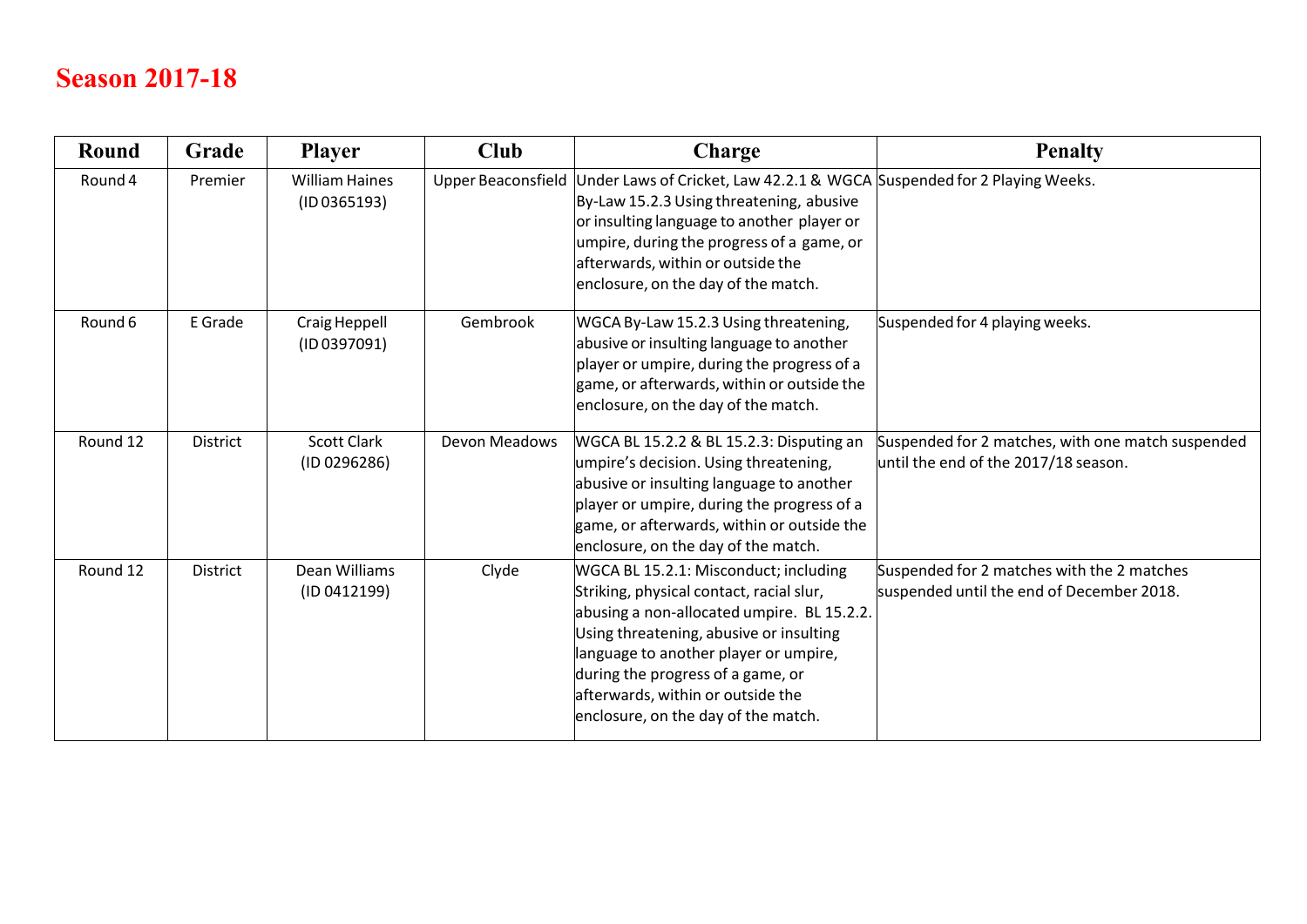# Season 2017-18

| Round | Grade | Player | Club | Charge | Penalty |
|---|---|---|---|---|---|
| Round 4 | Premier | William Haines (ID 0365193) | Upper Beaconsfield | Under Laws of Cricket, Law 42.2.1 & WGCA By-Law 15.2.3 Using threatening, abusive or insulting language to another player or umpire, during the progress of a game, or afterwards, within or outside the enclosure, on the day of the match. | Suspended for 2 Playing Weeks. |
| Round 6 | E Grade | Craig Heppell (ID 0397091) | Gembrook | WGCA By-Law 15.2.3 Using threatening, abusive or insulting language to another player or umpire, during the progress of a game, or afterwards, within or outside the enclosure, on the day of the match. | Suspended for 4 playing weeks. |
| Round 12 | District | Scott Clark (ID 0296286) | Devon Meadows | WGCA BL 15.2.2 & BL 15.2.3: Disputing an umpire's decision. Using threatening, abusive or insulting language to another player or umpire, during the progress of a game, or afterwards, within or outside the enclosure, on the day of the match. | Suspended for 2 matches, with one match suspended until the end of the 2017/18 season. |
| Round 12 | District | Dean Williams (ID 0412199) | Clyde | WGCA BL 15.2.1: Misconduct; including Striking, physical contact, racial slur, abusing a non-allocated umpire. BL 15.2.2. Using threatening, abusive or insulting language to another player or umpire, during the progress of a game, or afterwards, within or outside the enclosure, on the day of the match. | Suspended for 2 matches with the 2 matches suspended until the end of December 2018. |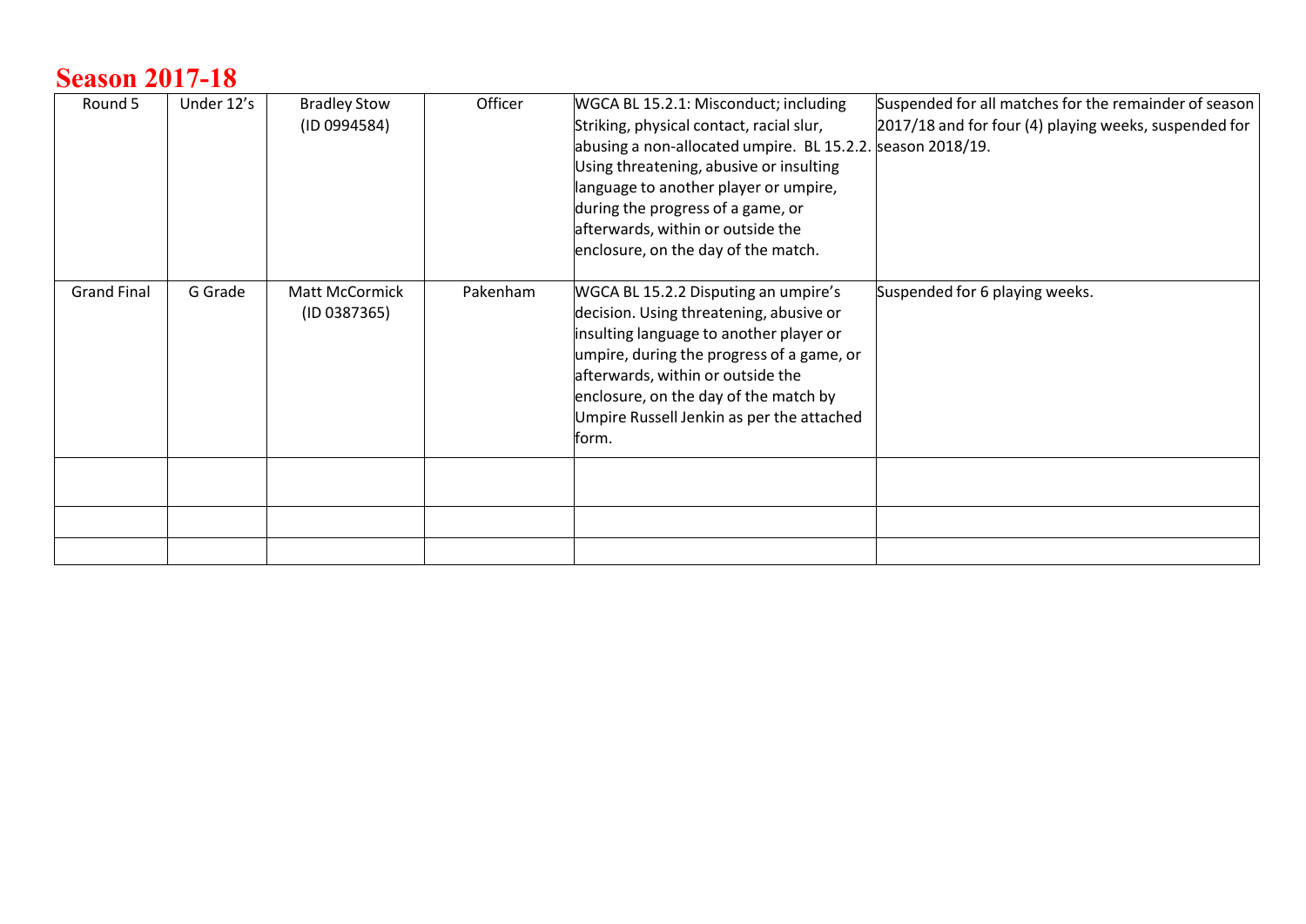# Season 2017-18

| Round 5 | Under 12's | Bradley Stow (ID 0994584) | Officer | WGCA BL 15.2.1: Misconduct; including Striking, physical contact, racial slur, abusing a non-allocated umpire. BL 15.2.2. Using threatening, abusive or insulting language to another player or umpire, during the progress of a game, or afterwards, within or outside the enclosure, on the day of the match. | Suspended for all matches for the remainder of season 2017/18 and for four (4) playing weeks, suspended for season 2018/19. |
|---|---|---|---|---|---|
| Grand Final | G Grade | Matt McCormick (ID 0387365) | Pakenham | WGCA BL 15.2.2 Disputing an umpire's decision. Using threatening, abusive or insulting language to another player or umpire, during the progress of a game, or afterwards, within or outside the enclosure, on the day of the match by Umpire Russell Jenkin as per the attached form. | Suspended for 6 playing weeks. |
| | | | | | |
| | | | | | |
| | | | | | |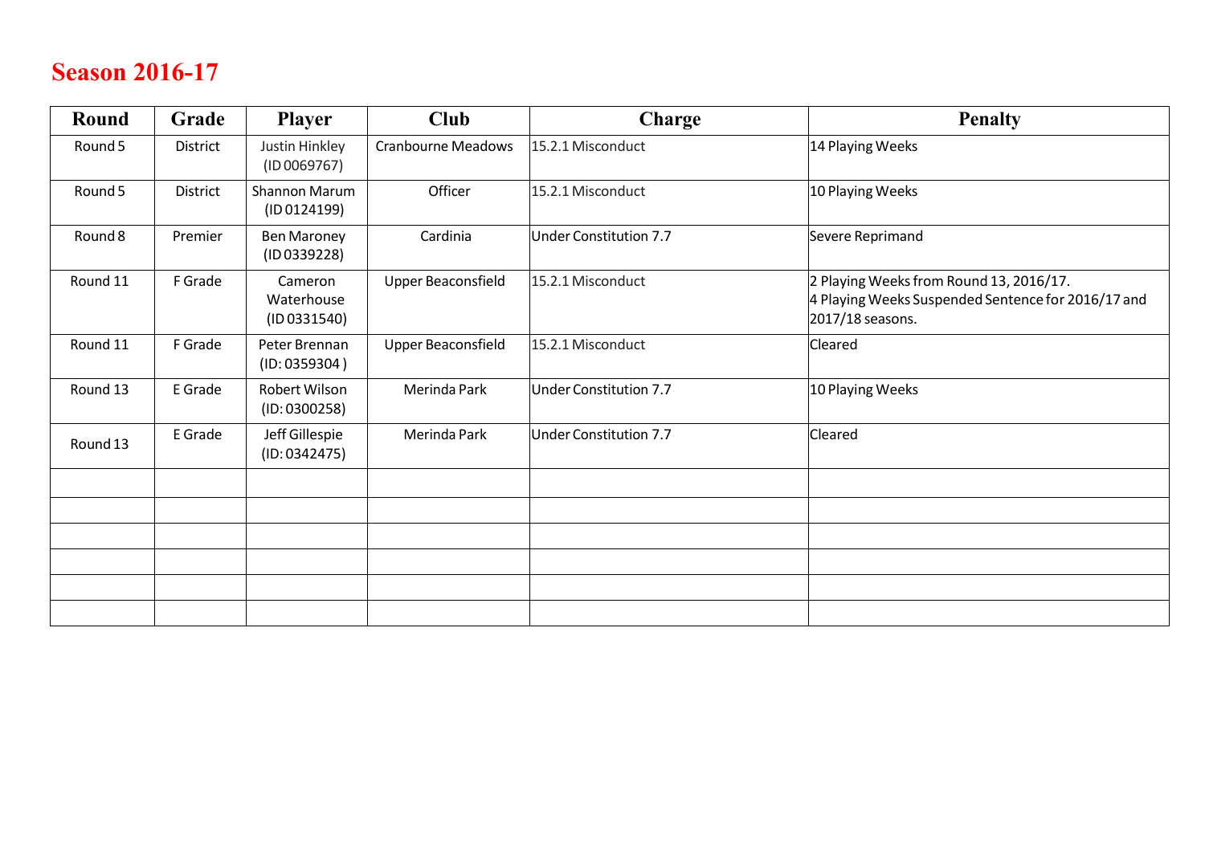# Season 2016-17

| Round | Grade | Player | Club | Charge | Penalty |
|---|---|---|---|---|---|
| Round 5 | District | Justin Hinkley (ID 0069767) | Cranbourne Meadows | 15.2.1 Misconduct | 14 Playing Weeks |
| Round 5 | District | Shannon Marum (ID 0124199) | Officer | 15.2.1 Misconduct | 10 Playing Weeks |
| Round 8 | Premier | Ben Maroney (ID 0339228) | Cardinia | Under Constitution 7.7 | Severe Reprimand |
| Round 11 | F Grade | Cameron Waterhouse (ID 0331540) | Upper Beaconsfield | 15.2.1 Misconduct | 2 Playing Weeks from Round 13, 2016/17. 4 Playing Weeks Suspended Sentence for 2016/17 and 2017/18 seasons. |
| Round 11 | F Grade | Peter Brennan (ID: 0359304 ) | Upper Beaconsfield | 15.2.1 Misconduct | Cleared |
| Round 13 | E Grade | Robert Wilson (ID: 0300258) | Merinda Park | Under Constitution 7.7 | 10 Playing Weeks |
| Round 13 | E Grade | Jeff Gillespie (ID: 0342475) | Merinda Park | Under Constitution 7.7 | Cleared |
| | | | | | |
| | | | | | |
| | | | | | |
| | | | | | |
| | | | | | |
| | | | | | |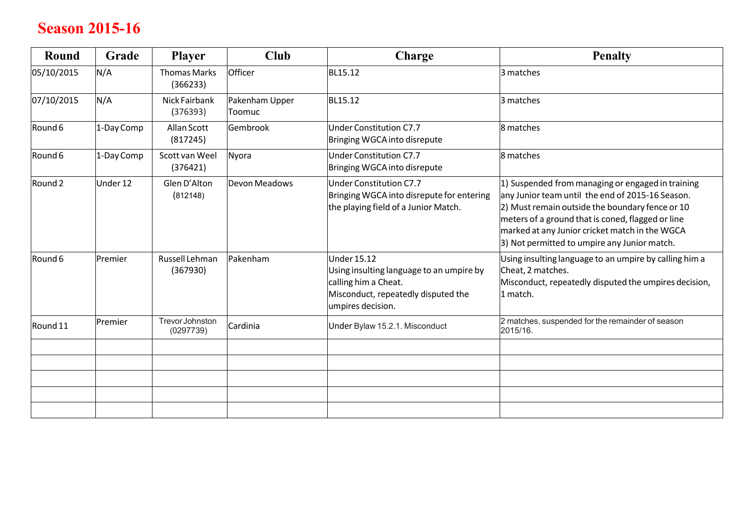# Season 2015-16

| Round | Grade | Player | Club | Charge | Penalty |
|---|---|---|---|---|---|
| 05/10/2015 | N/A | Thomas Marks (366233) | Officer | BL15.12 | 3 matches |
| 07/10/2015 | N/A | Nick Fairbank (376393) | Pakenham Upper Toomuc | BL15.12 | 3 matches |
| Round 6 | 1-Day Comp | Allan Scott (817245) | Gembrook | Under Constitution C7.7 Bringing WGCA into disrepute | 8 matches |
| Round 6 | 1-Day Comp | Scott van Weel (376421) | Nyora | Under Constitution C7.7 Bringing WGCA into disrepute | 8 matches |
| Round 2 | Under 12 | Glen D'Alton (812148) | Devon Meadows | Under Constitution C7.7 Bringing WGCA into disrepute for entering the playing field of a Junior Match. | 1) Suspended from managing or engaged in training any Junior team until the end of 2015-16 Season. 2) Must remain outside the boundary fence or 10 meters of a ground that is coned, flagged or line marked at any Junior cricket match in the WGCA 3) Not permitted to umpire any Junior match. |
| Round 6 | Premier | Russell Lehman (367930) | Pakenham | Under 15.12 Using insulting language to an umpire by calling him a Cheat. Misconduct, repeatedly disputed the umpires decision. | Using insulting language to an umpire by calling him a Cheat, 2 matches. Misconduct, repeatedly disputed the umpires decision, 1 match. |
| Round 11 | Premier | Trevor Johnston (0297739) | Cardinia | Under Bylaw 15.2.1. Misconduct | 2 matches, suspended for the remainder of season 2015/16. |
| | | | | | |
| | | | | | |
| | | | | | |
| | | | | | |
| | | | | | |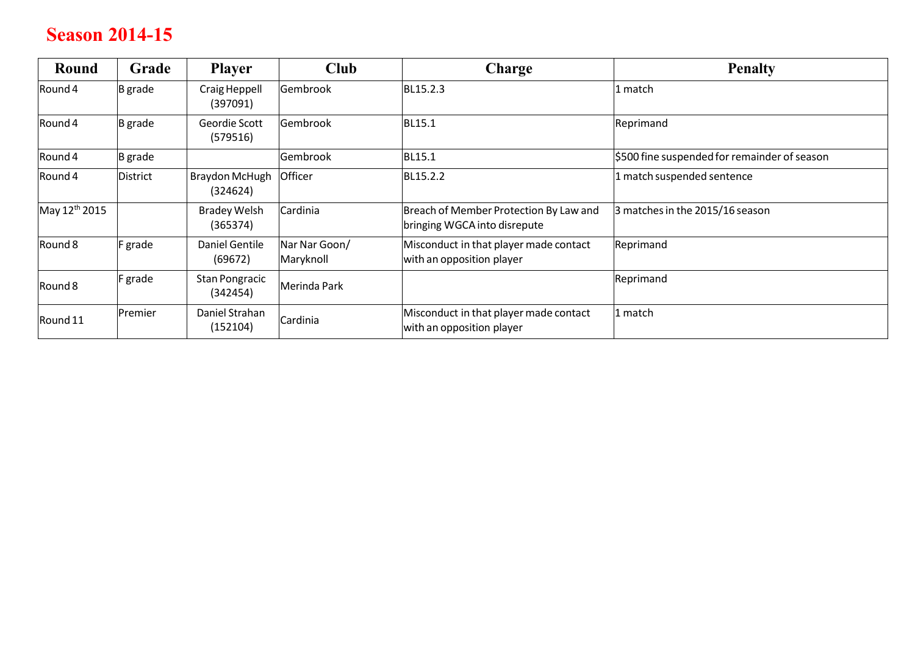# Season 2014-15

| Round | Grade | Player | Club | Charge | Penalty |
|---|---|---|---|---|---|
| Round 4 | B grade | Craig Heppell (397091) | Gembrook | BL15.2.3 | 1 match |
| Round 4 | B grade | Geordie Scott (579516) | Gembrook | BL15.1 | Reprimand |
| Round 4 | B grade | | Gembrook | BL15.1 | $500 fine suspended for remainder of season |
| Round 4 | District | Braydon McHugh (324624) | Officer | BL15.2.2 | 1 match suspended sentence |
| May 12th 2015 | | Bradey Welsh (365374) | Cardinia | Breach of Member Protection By Law and bringing WGCA into disrepute | 3 matches in the 2015/16 season |
| Round 8 | F grade | Daniel Gentile (69672) | Nar Nar Goon/ Maryknoll | Misconduct in that player made contact with an opposition player | Reprimand |
| Round 8 | F grade | Stan Pongracic (342454) | Merinda Park | | Reprimand |
| Round 11 | Premier | Daniel Strahan (152104) | Cardinia | Misconduct in that player made contact with an opposition player | 1 match |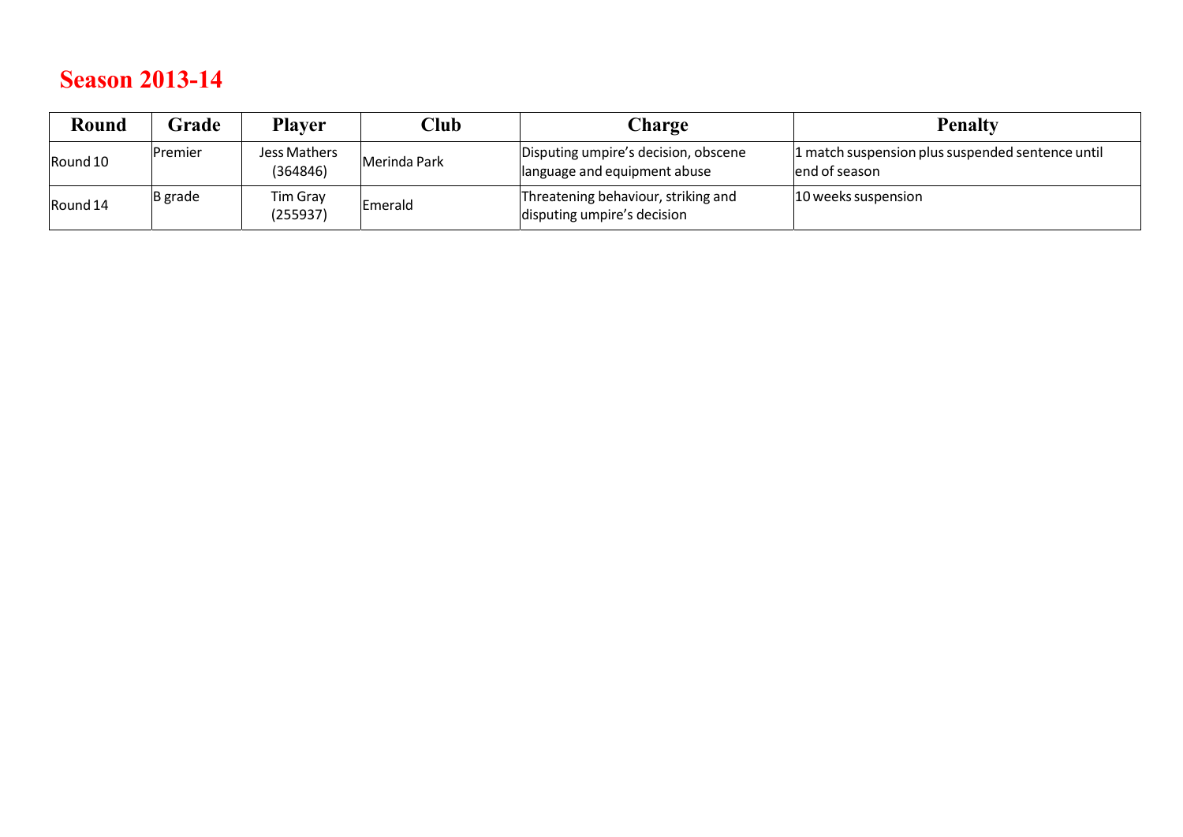# Season 2013-14

| Round | Grade | Player | Club | Charge | Penalty |
|---|---|---|---|---|---|
| Round 10 | Premier | Jess Mathers (364846) | Merinda Park | Disputing umpire’s decision, obscene language and equipment abuse | 1 match suspension plus suspended sentence until end of season |
| Round 14 | B grade | Tim Gray (255937) | Emerald | Threatening behaviour, striking and disputing umpire’s decision | 10 weeks suspension |